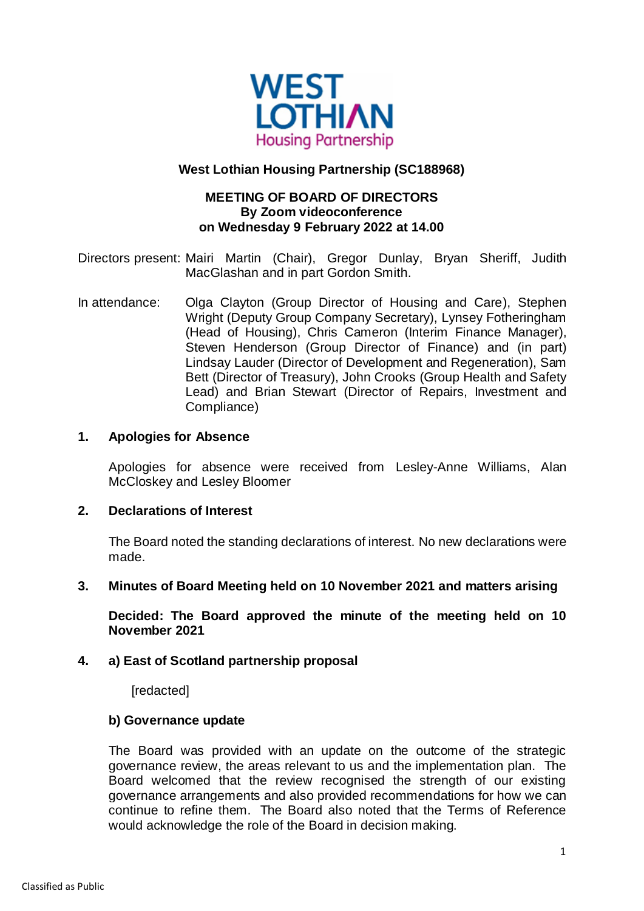**West Lothian Housing Partnership (SC188968)**

**MEETING OF BOARD OF DIRECTORS**
**By Zoom videoconference**
**on Wednesday 9 February 2022 at 14.00**

Directors present: Mairi Martin (Chair), Gregor Dunlay, Bryan Sheriff, Judith MacGlashan and in part Gordon Smith.

In attendance: Olga Clayton (Group Director of Housing and Care), Stephen Wright (Deputy Group Company Secretary), Lynsey Fotheringham (Head of Housing), Chris Cameron (Interim Finance Manager), Steven Henderson (Group Director of Finance) and (in part) Lindsay Lauder (Director of Development and Regeneration), Sam Bett (Director of Treasury), John Crooks (Group Health and Safety Lead) and Brian Stewart (Director of Repairs, Investment and Compliance)

## 1. Apologies for Absence

Apologies for absence were received from Lesley-Anne Williams, Alan McCloskey and Lesley Bloomer

## 2. Declarations of Interest

The Board noted the standing declarations of interest. No new declarations were made.

## 3. Minutes of Board Meeting held on 10 November 2021 and matters arising

**Decided: The Board approved the minute of the meeting held on 10 November 2021**

## 4. a) East of Scotland partnership proposal

[redacted]

### b) Governance update

The Board was provided with an update on the outcome of the strategic governance review, the areas relevant to us and the implementation plan. The Board welcomed that the review recognised the strength of our existing governance arrangements and also provided recommendations for how we can continue to refine them. The Board also noted that the Terms of Reference would acknowledge the role of the Board in decision making.

Classified as Public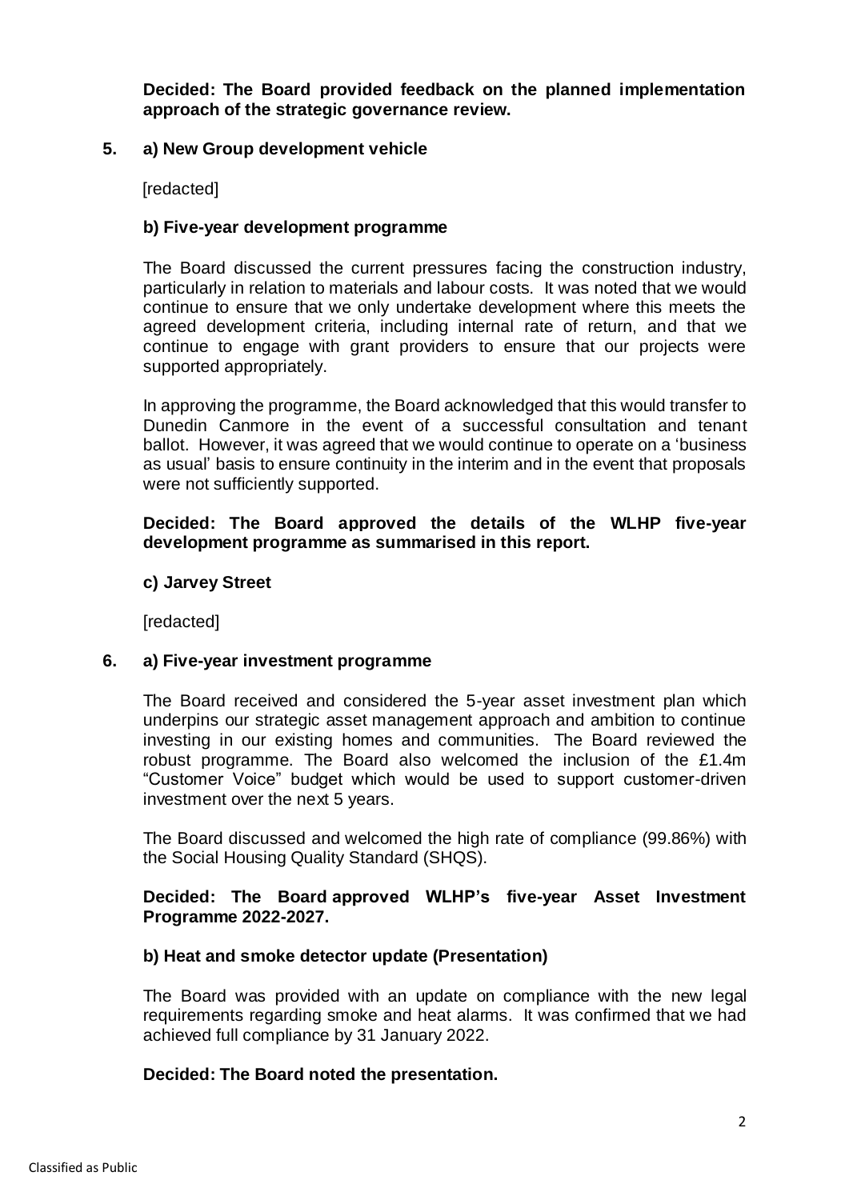**Decided: The Board provided feedback on the planned implementation approach of the strategic governance review.**

**5. a) New Group development vehicle**

[redacted]

**b) Five-year development programme**

The Board discussed the current pressures facing the construction industry, particularly in relation to materials and labour costs. It was noted that we would continue to ensure that we only undertake development where this meets the agreed development criteria, including internal rate of return, and that we continue to engage with grant providers to ensure that our projects were supported appropriately.

In approving the programme, the Board acknowledged that this would transfer to Dunedin Canmore in the event of a successful consultation and tenant ballot. However, it was agreed that we would continue to operate on a 'business as usual' basis to ensure continuity in the interim and in the event that proposals were not sufficiently supported.

**Decided: The Board approved the details of the WLHP five-year development programme as summarised in this report.**

**c) Jarvey Street**

[redacted]

**6. a) Five-year investment programme**

The Board received and considered the 5-year asset investment plan which underpins our strategic asset management approach and ambition to continue investing in our existing homes and communities. The Board reviewed the robust programme. The Board also welcomed the inclusion of the £1.4m "Customer Voice" budget which would be used to support customer-driven investment over the next 5 years.

The Board discussed and welcomed the high rate of compliance (99.86%) with the Social Housing Quality Standard (SHQS).

**Decided: The Board approved WLHP's five-year Asset Investment Programme 2022-2027.**

**b) Heat and smoke detector update (Presentation)**

The Board was provided with an update on compliance with the new legal requirements regarding smoke and heat alarms. It was confirmed that we had achieved full compliance by 31 January 2022.

**Decided: The Board noted the presentation.**

Classified as Public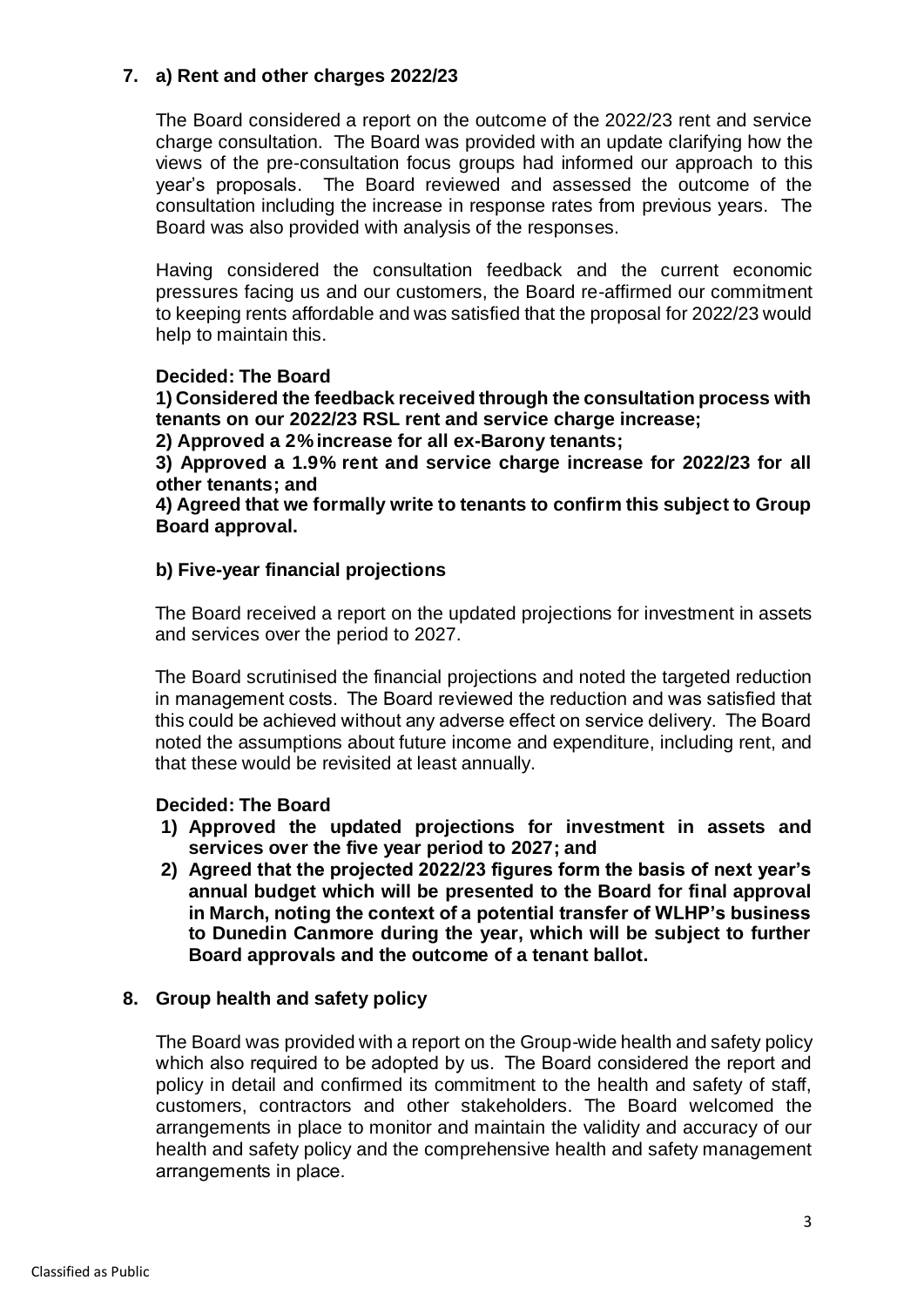## 7. a) Rent and other charges 2022/23

The Board considered a report on the outcome of the 2022/23 rent and service charge consultation. The Board was provided with an update clarifying how the views of the pre-consultation focus groups had informed our approach to this year's proposals. The Board reviewed and assessed the outcome of the consultation including the increase in response rates from previous years. The Board was also provided with analysis of the responses.

Having considered the consultation feedback and the current economic pressures facing us and our customers, the Board re-affirmed our commitment to keeping rents affordable and was satisfied that the proposal for 2022/23 would help to maintain this.

**Decided: The Board**

**1) Considered the feedback received through the consultation process with tenants on our 2022/23 RSL rent and service charge increase;**

**2) Approved a 2% increase for all ex-Barony tenants;**

**3) Approved a 1.9% rent and service charge increase for 2022/23 for all other tenants; and**

**4) Agreed that we formally write to tenants to confirm this subject to Group Board approval.**

### b) Five-year financial projections

The Board received a report on the updated projections for investment in assets and services over the period to 2027.

The Board scrutinised the financial projections and noted the targeted reduction in management costs. The Board reviewed the reduction and was satisfied that this could be achieved without any adverse effect on service delivery. The Board noted the assumptions about future income and expenditure, including rent, and that these would be revisited at least annually.

**Decided: The Board**

1) **Approved the updated projections for investment in assets and services over the five year period to 2027; and**
2) **Agreed that the projected 2022/23 figures form the basis of next year's annual budget which will be presented to the Board for final approval in March, noting the context of a potential transfer of WLHP's business to Dunedin Canmore during the year, which will be subject to further Board approvals and the outcome of a tenant ballot.**

## 8. Group health and safety policy

The Board was provided with a report on the Group-wide health and safety policy which also required to be adopted by us. The Board considered the report and policy in detail and confirmed its commitment to the health and safety of staff, customers, contractors and other stakeholders. The Board welcomed the arrangements in place to monitor and maintain the validity and accuracy of our health and safety policy and the comprehensive health and safety management arrangements in place.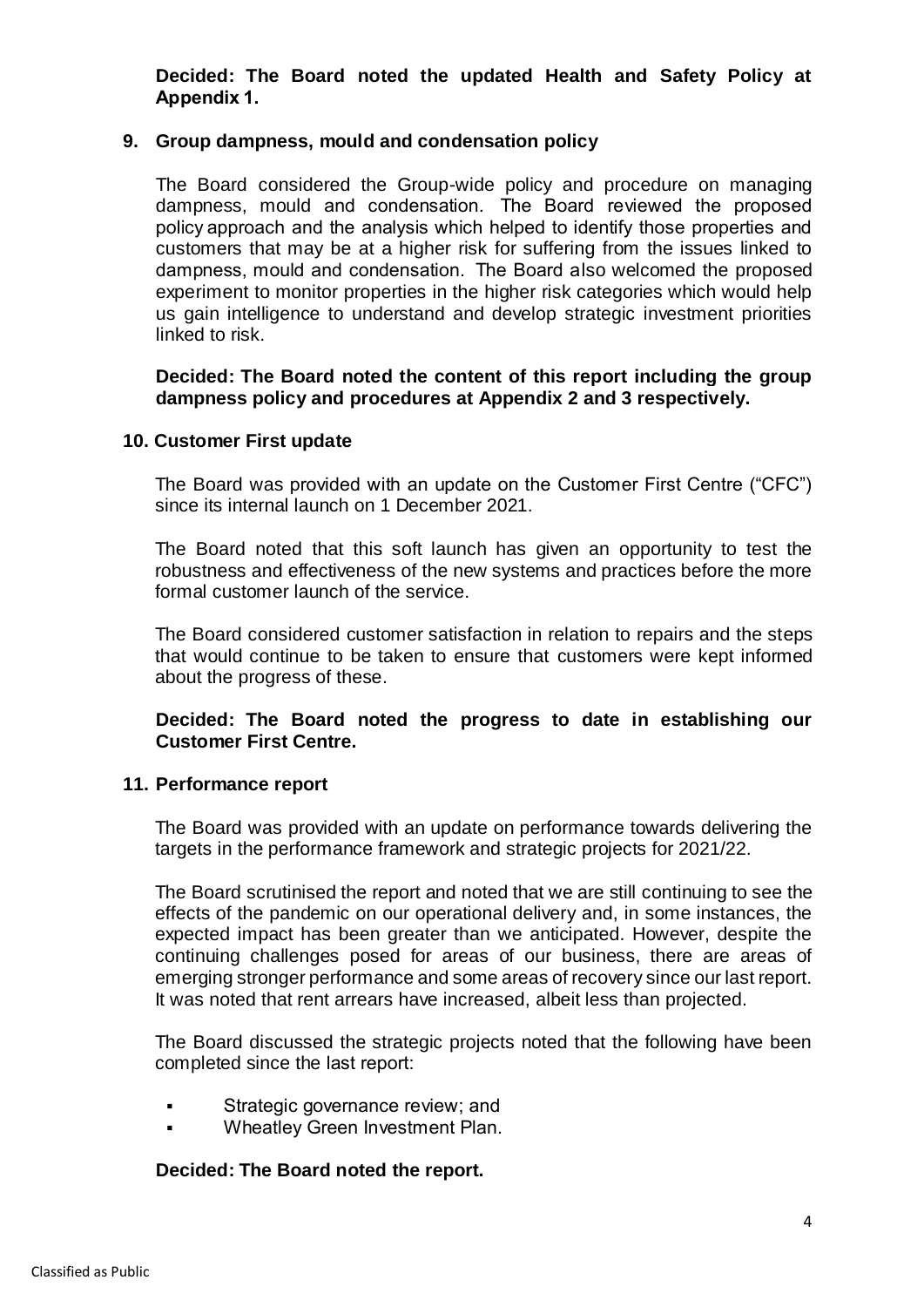**Decided: The Board noted the updated Health and Safety Policy at Appendix 1.**

## 9. Group dampness, mould and condensation policy

The Board considered the Group-wide policy and procedure on managing dampness, mould and condensation. The Board reviewed the proposed policy approach and the analysis which helped to identify those properties and customers that may be at a higher risk for suffering from the issues linked to dampness, mould and condensation. The Board also welcomed the proposed experiment to monitor properties in the higher risk categories which would help us gain intelligence to understand and develop strategic investment priorities linked to risk.

**Decided: The Board noted the content of this report including the group dampness policy and procedures at Appendix 2 and 3 respectively.**

## 10. Customer First update

The Board was provided with an update on the Customer First Centre ("CFC") since its internal launch on 1 December 2021.

The Board noted that this soft launch has given an opportunity to test the robustness and effectiveness of the new systems and practices before the more formal customer launch of the service.

The Board considered customer satisfaction in relation to repairs and the steps that would continue to be taken to ensure that customers were kept informed about the progress of these.

**Decided: The Board noted the progress to date in establishing our Customer First Centre.**

## 11. Performance report

The Board was provided with an update on performance towards delivering the targets in the performance framework and strategic projects for 2021/22.

The Board scrutinised the report and noted that we are still continuing to see the effects of the pandemic on our operational delivery and, in some instances, the expected impact has been greater than we anticipated. However, despite the continuing challenges posed for areas of our business, there are areas of emerging stronger performance and some areas of recovery since our last report. It was noted that rent arrears have increased, albeit less than projected.

The Board discussed the strategic projects noted that the following have been completed since the last report:

- Strategic governance review; and
- Wheatley Green Investment Plan.

**Decided: The Board noted the report.**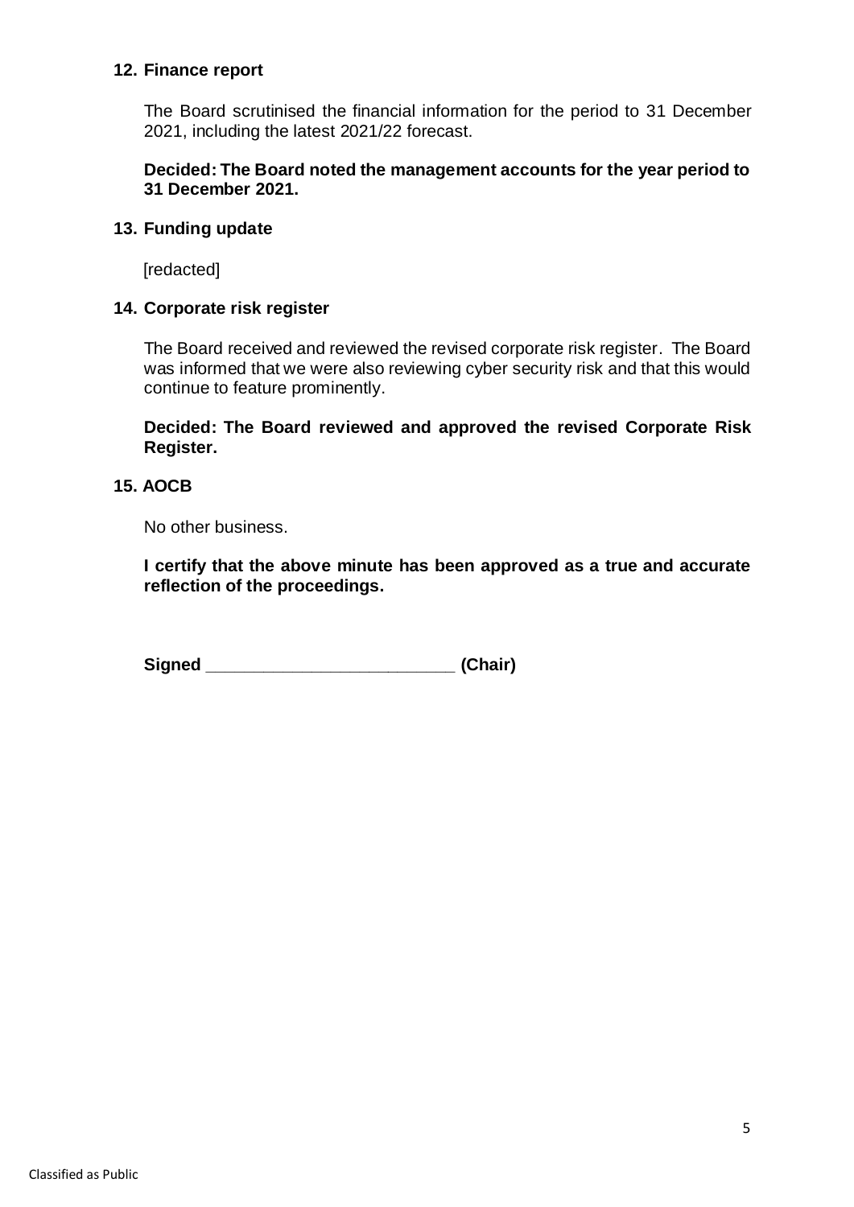## 12. Finance report

The Board scrutinised the financial information for the period to 31 December 2021, including the latest 2021/22 forecast.

**Decided: The Board noted the management accounts for the year period to 31 December 2021.**

## 13. Funding update

[redacted]

## 14. Corporate risk register

The Board received and reviewed the revised corporate risk register. The Board was informed that we were also reviewing cyber security risk and that this would continue to feature prominently.

**Decided: The Board reviewed and approved the revised Corporate Risk Register.**

## 15. AOCB

No other business.

**I certify that the above minute has been approved as a true and accurate reflection of the proceedings.**

**Signed _________________________ (Chair)**

Classified as Public